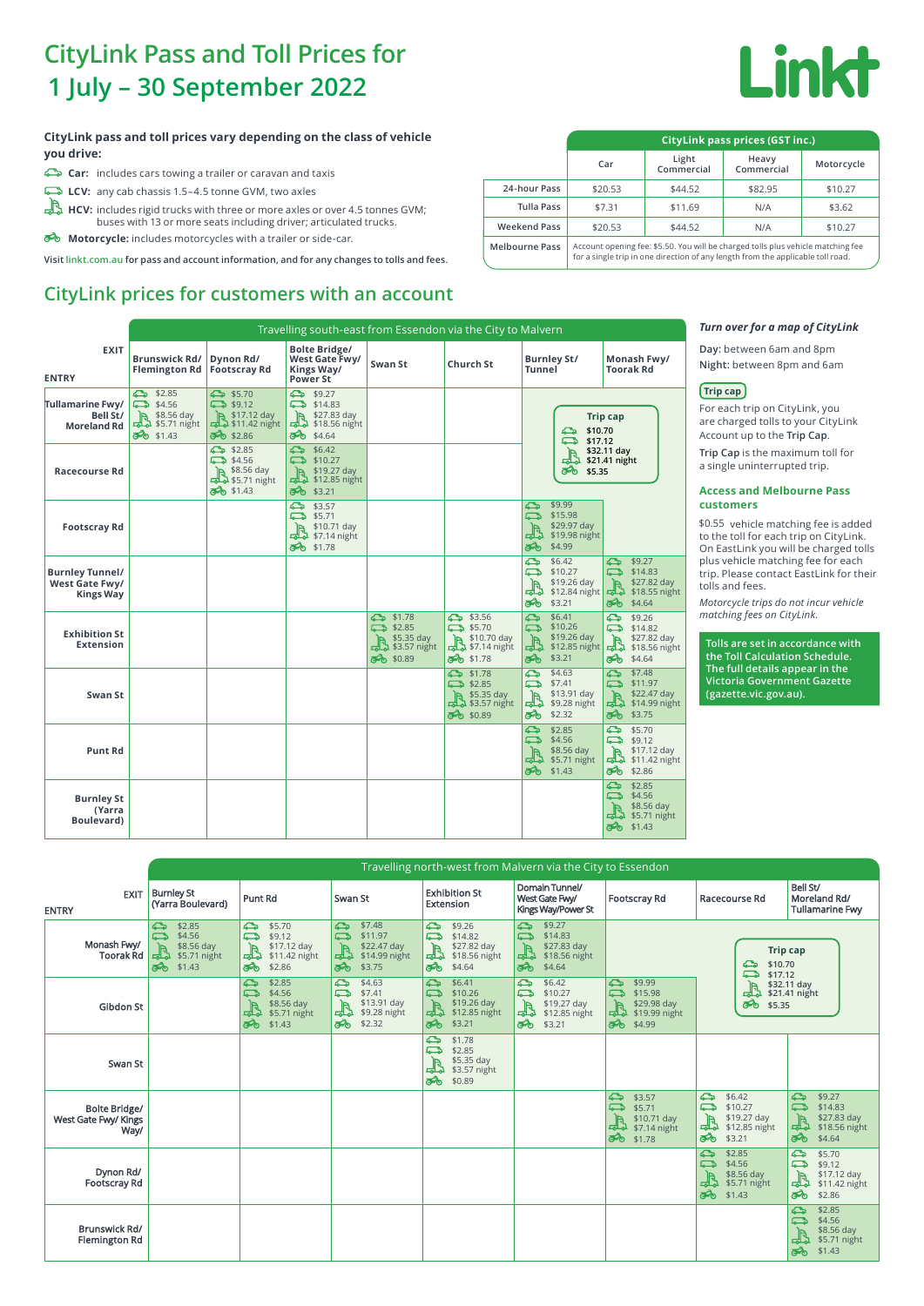# CityLink Pass and Toll Prices for 1 July – 30 September 2022

**CityLink pass and toll prices vary depending on the class of vehicle you drive:**

- **Car:** includes cars towing a trailer or caravan and taxis
- **LCV:** any cab chassis 1.5–4.5 tonne GVM, two axles
- **HCV:** includes rigid trucks with three or more axles or over 4.5 tonnes GVM; buses with 13 or more seats including driver; articulated trucks.
- **Motorcycle:** includes motorcycles with a trailer or side-car.

Visit linkt.com.au for pass and account information, and for any changes to tolls and fees.

| CityLink pass prices (GST inc.) | Car | Light Commercial | Heavy Commercial | Motorcycle |
|---|---|---|---|---|
| 24-hour Pass | $20.53 | $44.52 | $82.95 | $10.27 |
| Tulla Pass | $7.31 | $11.69 | N/A | $3.62 |
| Weekend Pass | $20.53 | $44.52 | N/A | $10.27 |
| Melbourne Pass | Account opening fee: $5.50. You will be charged tolls plus vehicle matching fee for a single trip in one direction of any length from the applicable toll road. | | | |

## CityLink prices for customers with an account

**Travelling south-east from Essendon via the City to Malvern**

Prices listed as: Car / LCV / HCV day / HCV night / Motorcycle

| ENTRY \ EXIT | Brunswick Rd/ Flemington Rd | Dynon Rd/ Footscray Rd | Bolte Bridge/ West Gate Fwy/ Kings Way/ Power St | Swan St | Church St | Burnley St/ Tunnel | Monash Fwy/ Toorak Rd |
|---|---|---|---|---|---|---|---|
| Tullamarine Fwy/ Bell St/ Moreland Rd | $2.85 / $4.56 / $8.56 day / $5.71 night / $1.43 | $5.70 / $9.12 / $17.12 day / $11.42 night / $2.86 | $9.27 / $14.83 / $27.83 day / $18.56 night / $4.64 | | | Trip cap: $10.70 / $17.12 / $32.11 day / $21.41 night / $5.35 | Trip cap |
| Racecourse Rd | | $2.85 / $4.56 / $8.56 day / $5.71 night / $1.43 | $6.42 / $10.27 / $19.27 day / $12.85 night / $3.21 | | | Trip cap | Trip cap |
| Footscray Rd | | | $3.57 / $5.71 / $10.71 day / $7.14 night / $1.78 | | | $9.99 / $15.98 / $29.97 day / $19.98 night / $4.99 | |
| Burnley Tunnel/ West Gate Fwy/ Kings Way | | | | | | $6.42 / $10.27 / $19.26 day / $12.84 night / $3.21 | $9.27 / $14.83 / $27.82 day / $18.55 night / $4.64 |
| Exhibition St Extension | | | | $1.78 / $2.85 / $5.35 day / $3.57 night / $0.89 | $3.56 / $5.70 / $10.70 day / $7.14 night / $1.78 | $6.41 / $10.26 / $19.26 day / $12.85 night / $3.21 | $9.26 / $14.82 / $27.82 day / $18.56 night / $4.64 |
| Swan St | | | | | $1.78 / $2.85 / $5.35 day / $3.57 night / $0.89 | $4.63 / $7.41 / $13.91 day / $9.28 night / $2.32 | $7.48 / $11.97 / $22.47 day / $14.99 night / $3.75 |
| Punt Rd | | | | | | $2.85 / $4.56 / $8.56 day / $5.71 night / $1.43 | $5.70 / $9.12 / $17.12 day / $11.42 night / $2.86 |
| Burnley St (Yarra Boulevard) | | | | | | | $2.85 / $4.56 / $8.56 day / $5.71 night / $1.43 |

*Turn over for a map of CityLink*

**Day:** between 6am and 8pm
**Night:** between 8pm and 6am

**Trip cap**

For each trip on CityLink, you are charged tolls to your CityLink Account up to the **Trip Cap**.

**Trip Cap** is the maximum toll for a single uninterrupted trip.

### Access and Melbourne Pass customers

$0.55 vehicle matching fee is added to the toll for each trip on CityLink. On EastLink you will be charged tolls plus vehicle matching fee for each trip. Please contact EastLink for their tolls and fees.

*Motorcycle trips do not incur vehicle matching fees on CityLink.*

**Tolls are set in accordance with the Toll Calculation Schedule. The full details appear in the Victoria Government Gazette (gazette.vic.gov.au).**

**Travelling north-west from Malvern via the City to Essendon**

Prices listed as: Car / LCV / HCV day / HCV night / Motorcycle

| ENTRY \ EXIT | Burnley St (Yarra Boulevard) | Punt Rd | Swan St | Exhibition St Extension | Domain Tunnel/ West Gate Fwy/ Kings Way/Power St | Footscray Rd | Racecourse Rd | Bell St/ Moreland Rd/ Tullamarine Fwy |
|---|---|---|---|---|---|---|---|---|
| Monash Fwy/ Toorak Rd | $2.85 / $4.56 / $8.56 day / $5.71 night / $1.43 | $5.70 / $9.12 / $17.12 day / $11.42 night / $2.86 | $7.48 / $11.97 / $22.47 day / $14.99 night / $3.75 | $9.26 / $14.82 / $27.82 day / $18.56 night / $4.64 | $9.27 / $14.83 / $27.83 day / $18.56 night / $4.64 | Trip cap | Trip cap: $10.70 / $17.12 / $32.11 day / $21.41 night / $5.35 | Trip cap |
| Gibdon St | | $2.85 / $4.56 / $8.56 day / $5.71 night / $1.43 | $4.63 / $7.41 / $13.91 day / $9.28 night / $2.32 | $6.41 / $10.26 / $19.26 day / $12.85 night / $3.21 | $6.42 / $10.27 / $19.27 day / $12.85 night / $3.21 | $9.99 / $15.98 / $29.98 day / $19.99 night / $4.99 | Trip cap | Trip cap |
| Swan St | | | | $1.78 / $2.85 / $5.35 day / $3.57 night / $0.89 | | | | |
| Bolte Bridge/ West Gate Fwy/ Kings Way/ | | | | | | $3.57 / $5.71 / $10.71 day / $7.14 night / $1.78 | $6.42 / $10.27 / $19.27 day / $12.85 night / $3.21 | $9.27 / $14.83 / $27.83 day / $18.56 night / $4.64 |
| Dynon Rd/ Footscray Rd | | | | | | | $2.85 / $4.56 / $8.56 day / $5.71 night / $1.43 | $5.70 / $9.12 / $17.12 day / $11.42 night / $2.86 |
| Brunswick Rd/ Flemington Rd | | | | | | | | $2.85 / $4.56 / $8.56 day / $5.71 night / $1.43 |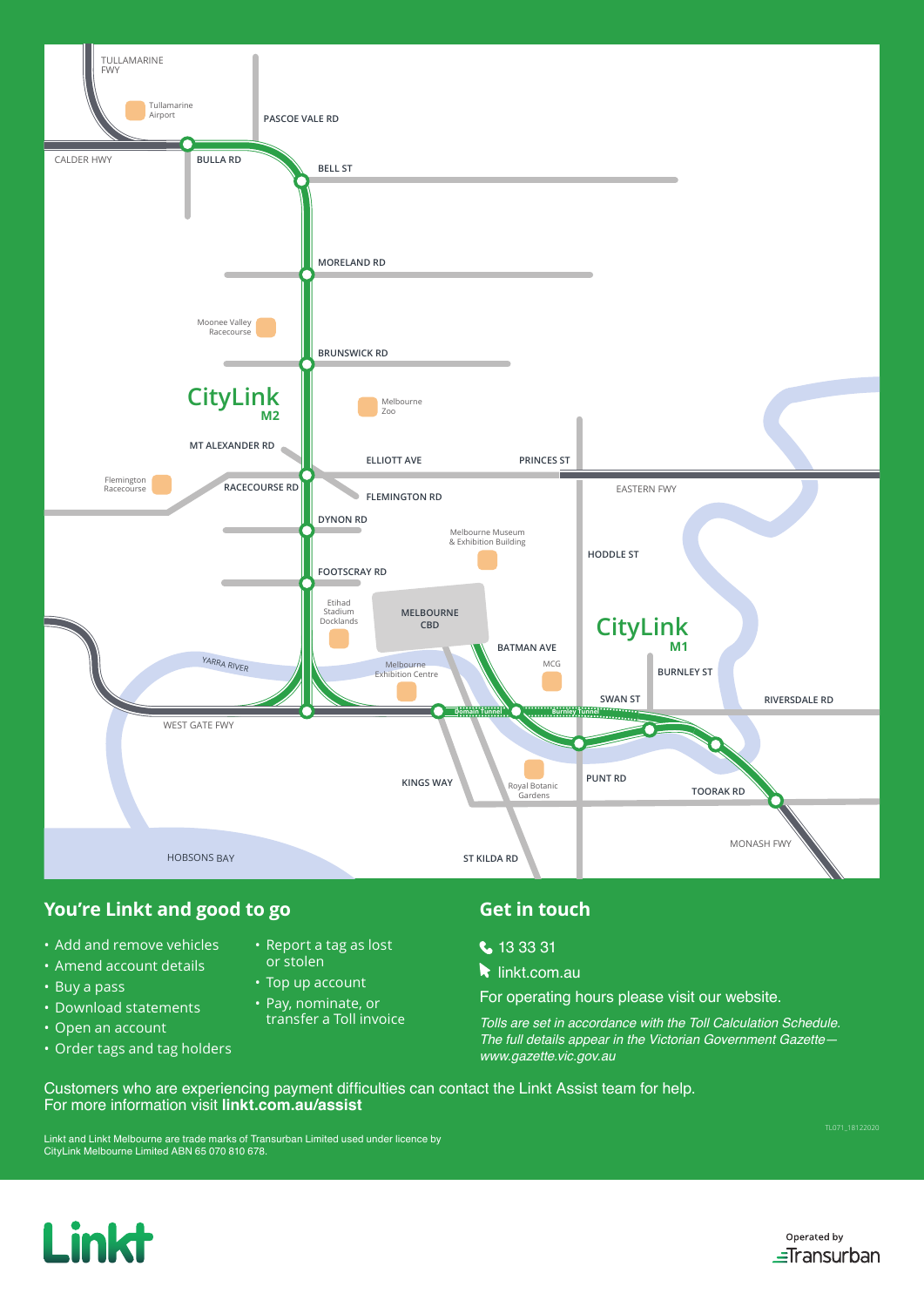TULLAMARINE FWY

Tullamarine Airport

PASCOE VALE RD

CALDER HWY

BULLA RD

BELL ST

MORELAND RD

Moonee Valley Racecourse

BRUNSWICK RD

CityLink M2

Melbourne Zoo

MT ALEXANDER RD

ELLIOTT AVE

PRINCES ST

Flemington Racecourse

RACECOURSE RD

FLEMINGTON RD

EASTERN FWY

DYNON RD

Melbourne Museum & Exhibition Building

HODDLE ST

FOOTSCRAY RD

Etihad Stadium Docklands

MELBOURNE CBD

CityLink M1

BATMAN AVE

YARRA RIVER

Melbourne Exhibition Centre

MCG

BURNLEY ST

SWAN ST

RIVERSDALE RD

WEST GATE FWY

Domain Tunnel

Burnley Tunnel

KINGS WAY

Royal Botanic Gardens

PUNT RD

TOORAK RD

MONASH FWY

HOBSONS BAY

ST KILDA RD

## You're Linkt and good to go

- Add and remove vehicles
- Amend account details
- Buy a pass
- Download statements
- Open an account
- Order tags and tag holders
- Report a tag as lost or stolen
- Top up account
- Pay, nominate, or transfer a Toll invoice

## Get in touch

13 33 31

linkt.com.au

For operating hours please visit our website.

*Tolls are set in accordance with the Toll Calculation Schedule. The full details appear in the Victorian Government Gazette— www.gazette.vic.gov.au*

Customers who are experiencing payment difficulties can contact the Linkt Assist team for help. For more information visit **linkt.com.au/assist**

TL071_18122020

Linkt and Linkt Melbourne are trade marks of Transurban Limited used under licence by CityLink Melbourne Limited ABN 65 070 810 678.

Linkt

Operated by Transurban